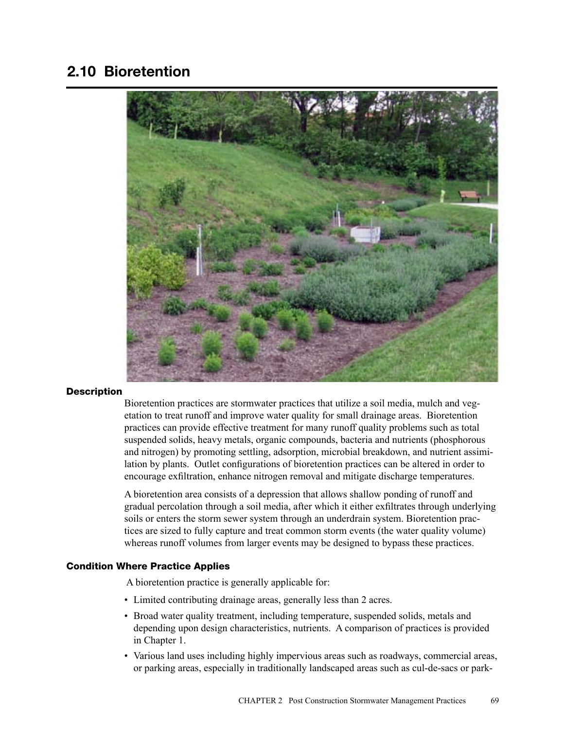## 2.10 Bioretention

### Description

Bioretention practices are stormwater practices that utilize a soil media, mulch and vegetation to treat runoff and improve water quality for small drainage areas. Bioretention practices can provide effective treatment for many runoff quality problems such as total suspended solids, heavy metals, organic compounds, bacteria and nutrients (phosphorous and nitrogen) by promoting settling, adsorption, microbial breakdown, and nutrient assimilation by plants. Outlet configurations of bioretention practices can be altered in order to encourage exfiltration, enhance nitrogen removal and mitigate discharge temperatures.

A bioretention area consists of a depression that allows shallow ponding of runoff and gradual percolation through a soil media, after which it either exfiltrates through underlying soils or enters the storm sewer system through an underdrain system. Bioretention practices are sized to fully capture and treat common storm events (the water quality volume) whereas runoff volumes from larger events may be designed to bypass these practices.

### Condition Where Practice Applies

A bioretention practice is generally applicable for:

- Limited contributing drainage areas, generally less than 2 acres.
- Broad water quality treatment, including temperature, suspended solids, metals and depending upon design characteristics, nutrients. A comparison of practices is provided in Chapter 1.
- Various land uses including highly impervious areas such as roadways, commercial areas, or parking areas, especially in traditionally landscaped areas such as cul-de-sacs or park-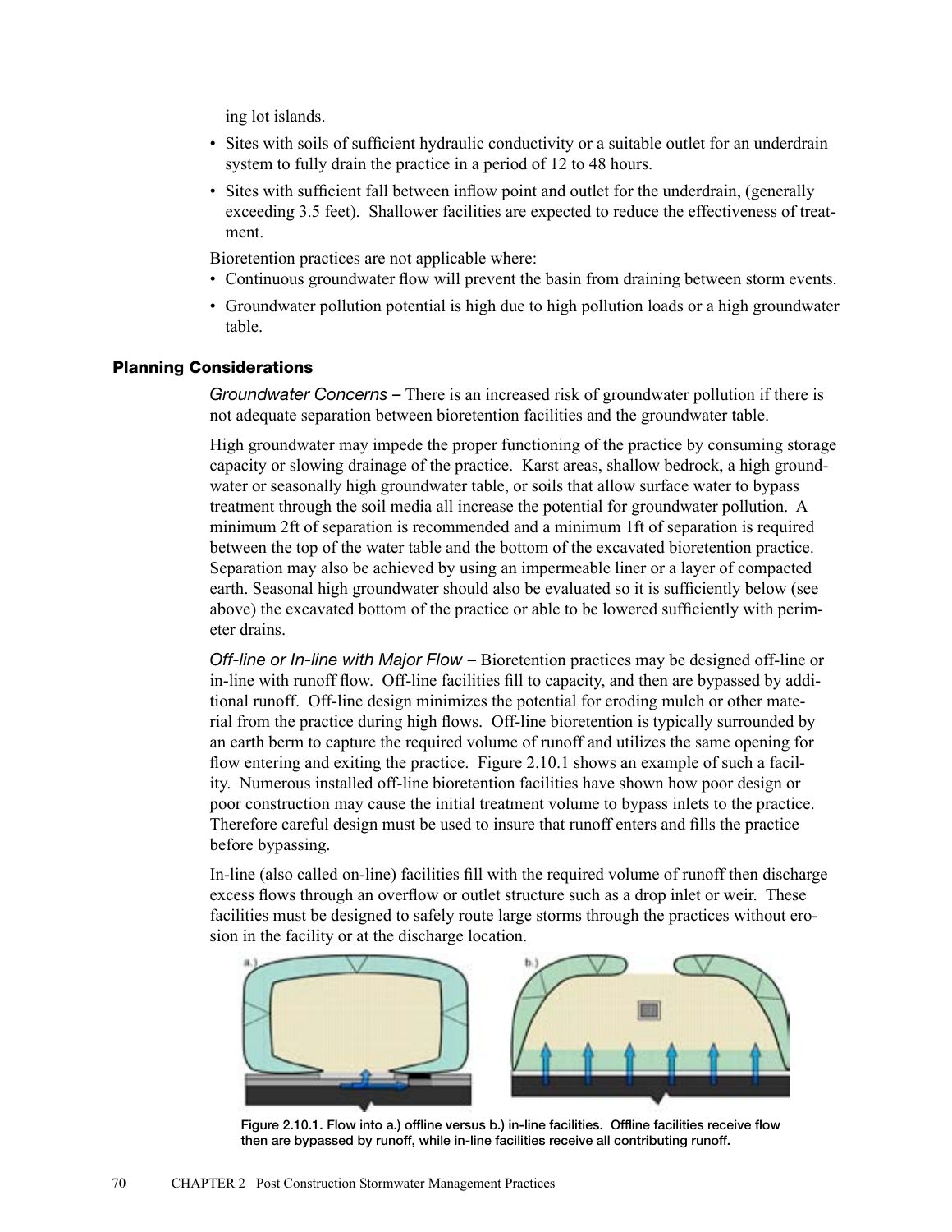ing lot islands.

- Sites with soils of sufficient hydraulic conductivity or a suitable outlet for an underdrain system to fully drain the practice in a period of 12 to 48 hours.
- Sites with sufficient fall between inflow point and outlet for the underdrain, (generally exceeding 3.5 feet). Shallower facilities are expected to reduce the effectiveness of treatment.

Bioretention practices are not applicable where:

- Continuous groundwater flow will prevent the basin from draining between storm events.
- Groundwater pollution potential is high due to high pollution loads or a high groundwater table.

### Planning Considerations

*Groundwater Concerns* – There is an increased risk of groundwater pollution if there is not adequate separation between bioretention facilities and the groundwater table.

High groundwater may impede the proper functioning of the practice by consuming storage capacity or slowing drainage of the practice. Karst areas, shallow bedrock, a high groundwater or seasonally high groundwater table, or soils that allow surface water to bypass treatment through the soil media all increase the potential for groundwater pollution. A minimum 2ft of separation is recommended and a minimum 1ft of separation is required between the top of the water table and the bottom of the excavated bioretention practice. Separation may also be achieved by using an impermeable liner or a layer of compacted earth. Seasonal high groundwater should also be evaluated so it is sufficiently below (see above) the excavated bottom of the practice or able to be lowered sufficiently with perimeter drains.

*Off-line or In-line with Major Flow* – Bioretention practices may be designed off-line or in-line with runoff flow. Off-line facilities fill to capacity, and then are bypassed by additional runoff. Off-line design minimizes the potential for eroding mulch or other material from the practice during high flows. Off-line bioretention is typically surrounded by an earth berm to capture the required volume of runoff and utilizes the same opening for flow entering and exiting the practice. Figure 2.10.1 shows an example of such a facility. Numerous installed off-line bioretention facilities have shown how poor design or poor construction may cause the initial treatment volume to bypass inlets to the practice. Therefore careful design must be used to insure that runoff enters and fills the practice before bypassing.

In-line (also called on-line) facilities fill with the required volume of runoff then discharge excess flows through an overflow or outlet structure such as a drop inlet or weir. These facilities must be designed to safely route large storms through the practices without erosion in the facility or at the discharge location.

Figure 2.10.1. Flow into a.) offline versus b.) in-line facilities. Offline facilities receive flow then are bypassed by runoff, while in-line facilities receive all contributing runoff.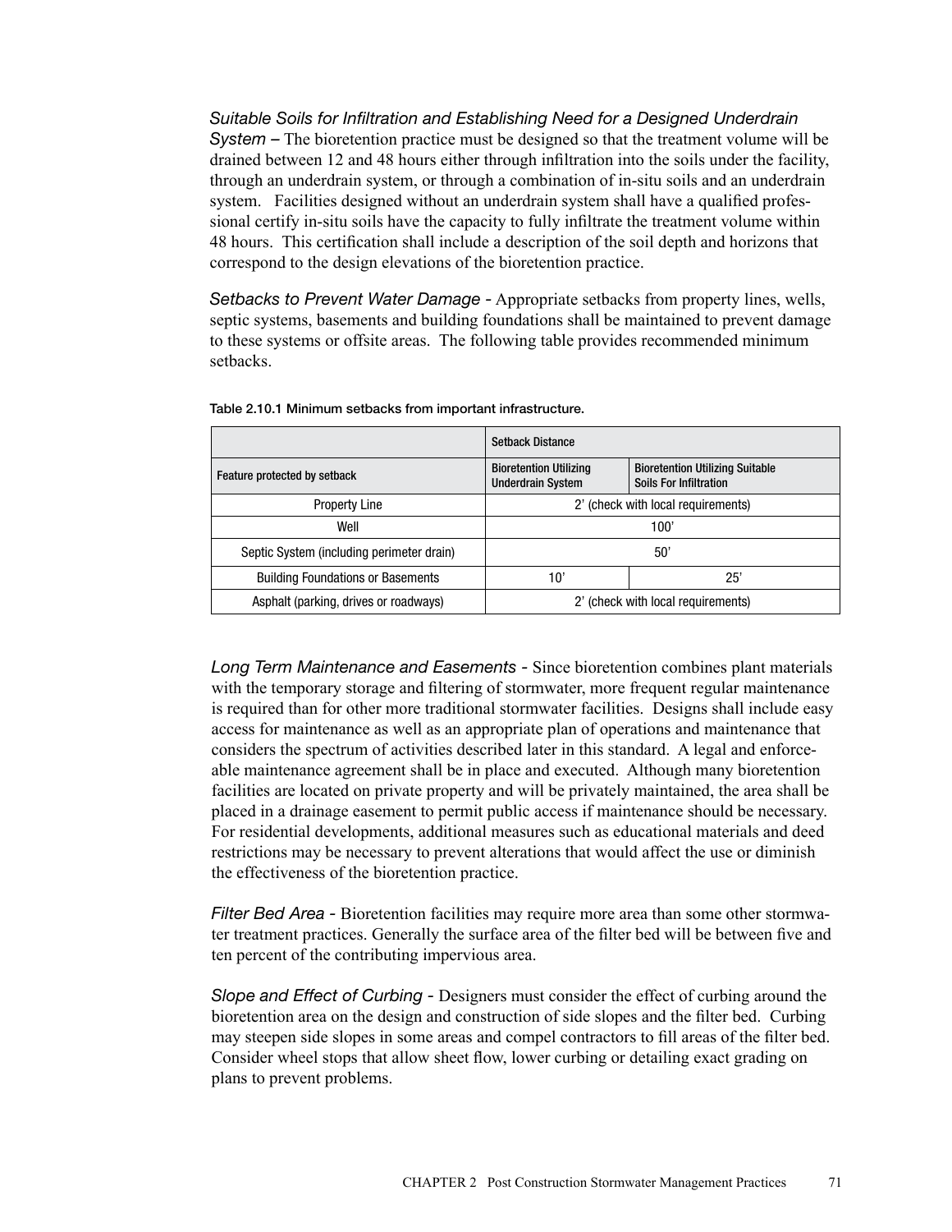*Suitable Soils for Infiltration and Establishing Need for a Designed Underdrain System –* The bioretention practice must be designed so that the treatment volume will be drained between 12 and 48 hours either through infiltration into the soils under the facility, through an underdrain system, or through a combination of in-situ soils and an underdrain system. Facilities designed without an underdrain system shall have a qualified professional certify in-situ soils have the capacity to fully infiltrate the treatment volume within 48 hours. This certification shall include a description of the soil depth and horizons that correspond to the design elevations of the bioretention practice.

*Setbacks to Prevent Water Damage -* Appropriate setbacks from property lines, wells, septic systems, basements and building foundations shall be maintained to prevent damage to these systems or offsite areas. The following table provides recommended minimum setbacks.

**Table 2.10.1 Minimum setbacks from important infrastructure.**

| | Setback Distance | |
|---|---|---|
| Feature protected by setback | Bioretention Utilizing Underdrain System | Bioretention Utilizing Suitable Soils For Infiltration |
| Property Line | 2' (check with local requirements) | |
| Well | 100' | |
| Septic System (including perimeter drain) | 50' | |
| Building Foundations or Basements | 10' | 25' |
| Asphalt (parking, drives or roadways) | 2' (check with local requirements) | |

*Long Term Maintenance and Easements -* Since bioretention combines plant materials with the temporary storage and filtering of stormwater, more frequent regular maintenance is required than for other more traditional stormwater facilities. Designs shall include easy access for maintenance as well as an appropriate plan of operations and maintenance that considers the spectrum of activities described later in this standard. A legal and enforceable maintenance agreement shall be in place and executed. Although many bioretention facilities are located on private property and will be privately maintained, the area shall be placed in a drainage easement to permit public access if maintenance should be necessary. For residential developments, additional measures such as educational materials and deed restrictions may be necessary to prevent alterations that would affect the use or diminish the effectiveness of the bioretention practice.

*Filter Bed Area -* Bioretention facilities may require more area than some other stormwater treatment practices. Generally the surface area of the filter bed will be between five and ten percent of the contributing impervious area.

*Slope and Effect of Curbing -* Designers must consider the effect of curbing around the bioretention area on the design and construction of side slopes and the filter bed. Curbing may steepen side slopes in some areas and compel contractors to fill areas of the filter bed. Consider wheel stops that allow sheet flow, lower curbing or detailing exact grading on plans to prevent problems.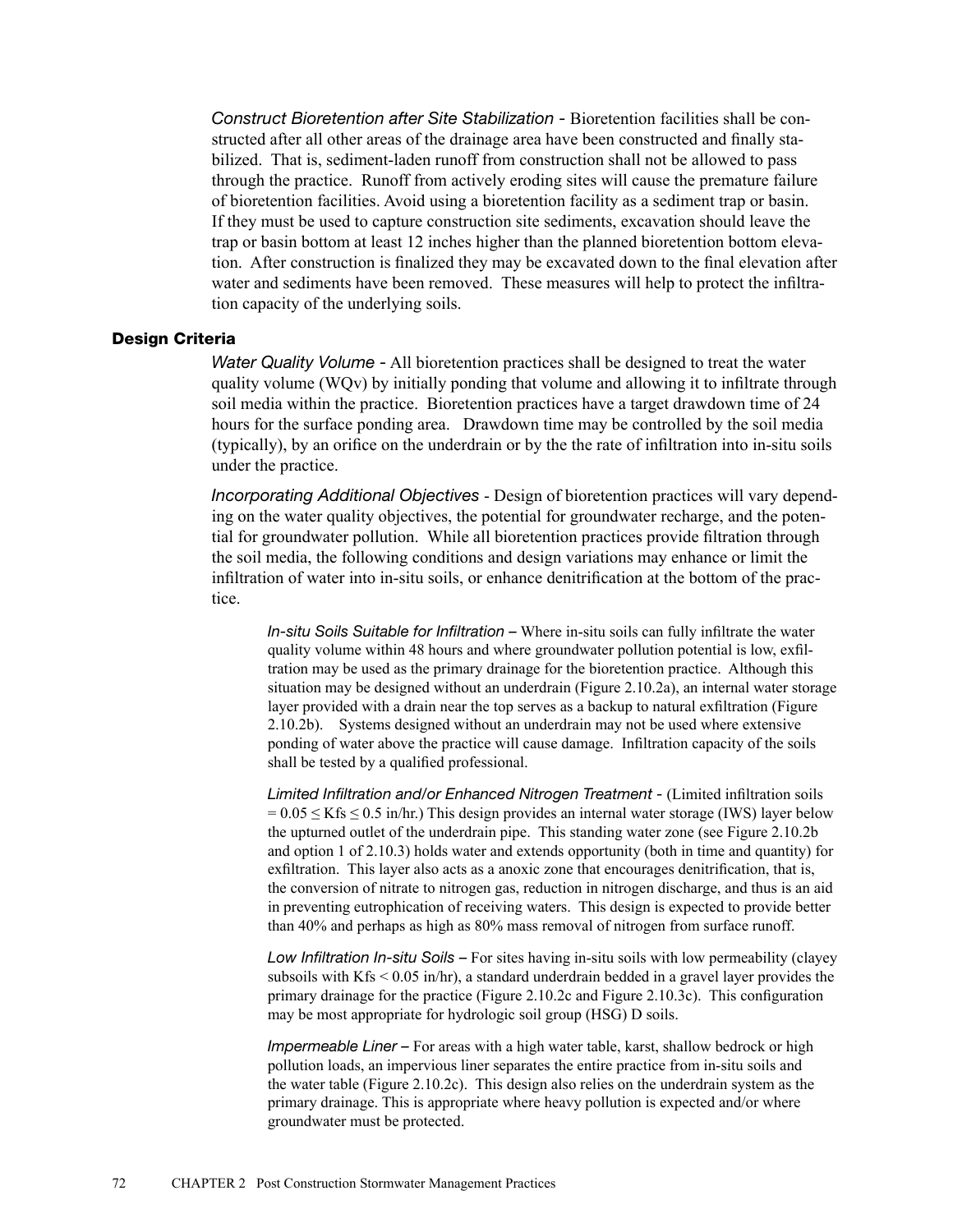*Construct Bioretention after Site Stabilization* - Bioretention facilities shall be constructed after all other areas of the drainage area have been constructed and finally stabilized. That is, sediment-laden runoff from construction shall not be allowed to pass through the practice. Runoff from actively eroding sites will cause the premature failure of bioretention facilities. Avoid using a bioretention facility as a sediment trap or basin. If they must be used to capture construction site sediments, excavation should leave the trap or basin bottom at least 12 inches higher than the planned bioretention bottom elevation. After construction is finalized they may be excavated down to the final elevation after water and sediments have been removed. These measures will help to protect the infiltration capacity of the underlying soils.

## Design Criteria

*Water Quality Volume* - All bioretention practices shall be designed to treat the water quality volume (WQv) by initially ponding that volume and allowing it to infiltrate through soil media within the practice. Bioretention practices have a target drawdown time of 24 hours for the surface ponding area. Drawdown time may be controlled by the soil media (typically), by an orifice on the underdrain or by the the rate of infiltration into in-situ soils under the practice.

*Incorporating Additional Objectives* - Design of bioretention practices will vary depending on the water quality objectives, the potential for groundwater recharge, and the potential for groundwater pollution. While all bioretention practices provide filtration through the soil media, the following conditions and design variations may enhance or limit the infiltration of water into in-situ soils, or enhance denitrification at the bottom of the practice.

> *In-situ Soils Suitable for Infiltration* – Where in-situ soils can fully infiltrate the water quality volume within 48 hours and where groundwater pollution potential is low, exfiltration may be used as the primary drainage for the bioretention practice. Although this situation may be designed without an underdrain (Figure 2.10.2a), an internal water storage layer provided with a drain near the top serves as a backup to natural exfiltration (Figure 2.10.2b). Systems designed without an underdrain may not be used where extensive ponding of water above the practice will cause damage. Infiltration capacity of the soils shall be tested by a qualified professional.
>
> *Limited Infiltration and/or Enhanced Nitrogen Treatment* - (Limited infiltration soils $= 0.05 \leq K_{fs} \leq 0.5$ in/hr.) This design provides an internal water storage (IWS) layer below the upturned outlet of the underdrain pipe. This standing water zone (see Figure 2.10.2b and option 1 of 2.10.3) holds water and extends opportunity (both in time and quantity) for exfiltration. This layer also acts as a anoxic zone that encourages denitrification, that is, the conversion of nitrate to nitrogen gas, reduction in nitrogen discharge, and thus is an aid in preventing eutrophication of receiving waters. This design is expected to provide better than 40% and perhaps as high as 80% mass removal of nitrogen from surface runoff.
>
> *Low Infiltration In-situ Soils* – For sites having in-situ soils with low permeability (clayey subsoils with $K_{fs} < 0.05$ in/hr), a standard underdrain bedded in a gravel layer provides the primary drainage for the practice (Figure 2.10.2c and Figure 2.10.3c). This configuration may be most appropriate for hydrologic soil group (HSG) D soils.
>
> *Impermeable Liner* – For areas with a high water table, karst, shallow bedrock or high pollution loads, an impervious liner separates the entire practice from in-situ soils and the water table (Figure 2.10.2c). This design also relies on the underdrain system as the primary drainage. This is appropriate where heavy pollution is expected and/or where groundwater must be protected.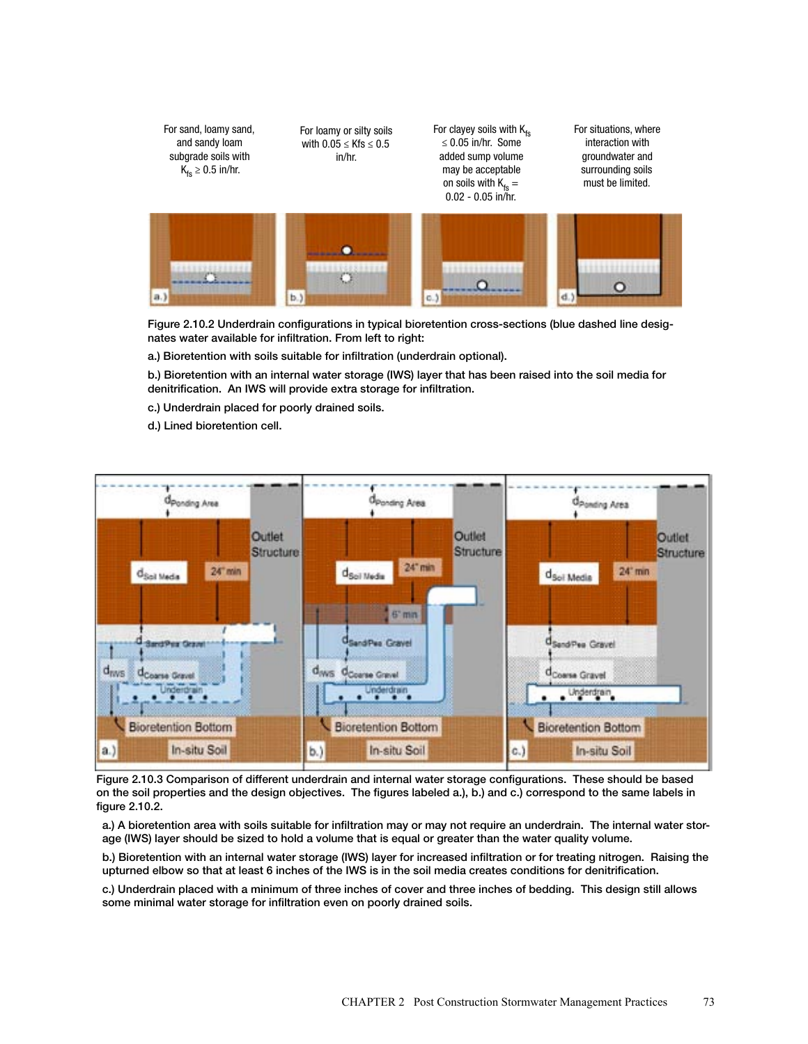For sand, loamy sand, and sandy loam subgrade soils with $K_{fs} \geq 0.5$ in/hr.

For loamy or silty soils with $0.05 \leq K_{fs} \leq 0.5$ in/hr.

For clayey soils with $K_{fs} \leq 0.05$ in/hr. Some added sump volume may be acceptable on soils with $K_{fs}$ = 0.02 - 0.05 in/hr.

For situations, where interaction with groundwater and surrounding soils must be limited.

Figure 2.10.2 Underdrain configurations in typical bioretention cross-sections (blue dashed line designates water available for infiltration. From left to right:

a.) Bioretention with soils suitable for infiltration (underdrain optional).

b.) Bioretention with an internal water storage (IWS) layer that has been raised into the soil media for denitrification. An IWS will provide extra storage for infiltration.

c.) Underdrain placed for poorly drained soils.

d.) Lined bioretention cell.

Figure 2.10.3 Comparison of different underdrain and internal water storage configurations. These should be based on the soil properties and the design objectives. The figures labeled a.), b.) and c.) correspond to the same labels in figure 2.10.2.

a.) A bioretention area with soils suitable for infiltration may or may not require an underdrain. The internal water storage (IWS) layer should be sized to hold a volume that is equal or greater than the water quality volume.

b.) Bioretention with an internal water storage (IWS) layer for increased infiltration or for treating nitrogen. Raising the upturned elbow so that at least 6 inches of the IWS is in the soil media creates conditions for denitrification.

c.) Underdrain placed with a minimum of three inches of cover and three inches of bedding. This design still allows some minimal water storage for infiltration even on poorly drained soils.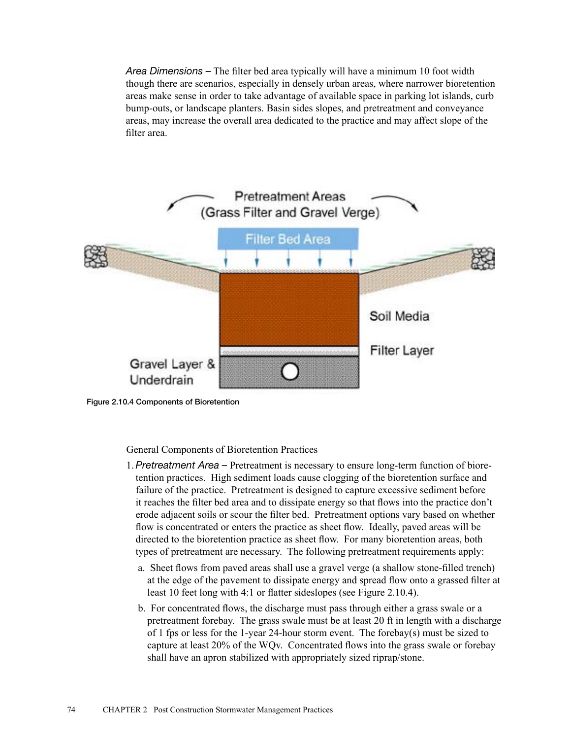*Area Dimensions* – The filter bed area typically will have a minimum 10 foot width though there are scenarios, especially in densely urban areas, where narrower bioretention areas make sense in order to take advantage of available space in parking lot islands, curb bump-outs, or landscape planters. Basin sides slopes, and pretreatment and conveyance areas, may increase the overall area dedicated to the practice and may affect slope of the filter area.

Figure 2.10.4 Components of Bioretention

General Components of Bioretention Practices

1. *Pretreatment Area* – Pretreatment is necessary to ensure long-term function of bioretention practices. High sediment loads cause clogging of the bioretention surface and failure of the practice. Pretreatment is designed to capture excessive sediment before it reaches the filter bed area and to dissipate energy so that flows into the practice don't erode adjacent soils or scour the filter bed. Pretreatment options vary based on whether flow is concentrated or enters the practice as sheet flow. Ideally, paved areas will be directed to the bioretention practice as sheet flow. For many bioretention areas, both types of pretreatment are necessary. The following pretreatment requirements apply:
   a. Sheet flows from paved areas shall use a gravel verge (a shallow stone-filled trench) at the edge of the pavement to dissipate energy and spread flow onto a grassed filter at least 10 feet long with 4:1 or flatter sideslopes (see Figure 2.10.4).
   b. For concentrated flows, the discharge must pass through either a grass swale or a pretreatment forebay. The grass swale must be at least 20 ft in length with a discharge of 1 fps or less for the 1-year 24-hour storm event. The forebay(s) must be sized to capture at least 20% of the WQv. Concentrated flows into the grass swale or forebay shall have an apron stabilized with appropriately sized riprap/stone.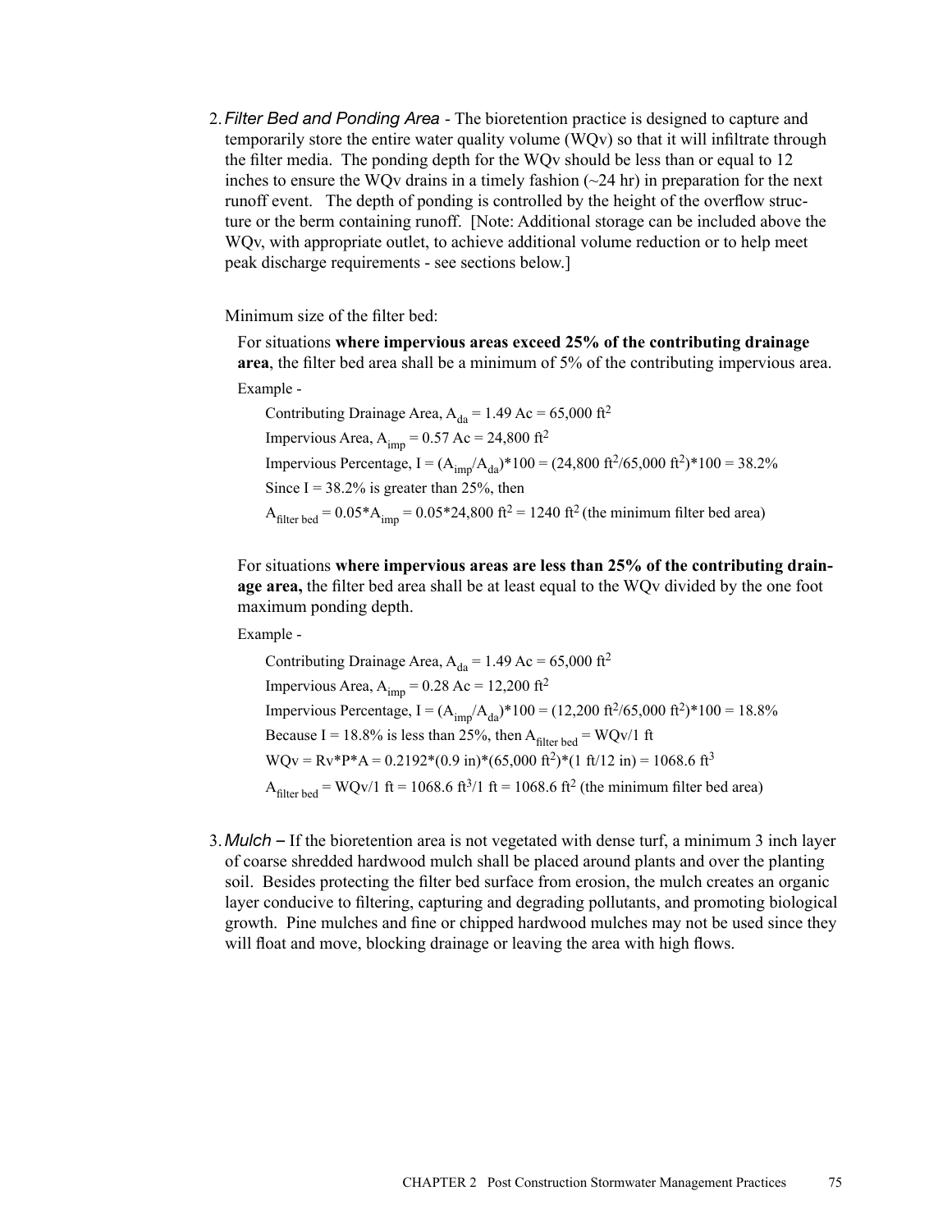2. *Filter Bed and Ponding Area* - The bioretention practice is designed to capture and temporarily store the entire water quality volume (WQv) so that it will infiltrate through the filter media. The ponding depth for the WQv should be less than or equal to 12 inches to ensure the WQv drains in a timely fashion (~24 hr) in preparation for the next runoff event. The depth of ponding is controlled by the height of the overflow structure or the berm containing runoff. [Note: Additional storage can be included above the WQv, with appropriate outlet, to achieve additional volume reduction or to help meet peak discharge requirements - see sections below.]

   Minimum size of the filter bed:

   For situations **where impervious areas exceed 25% of the contributing drainage area**, the filter bed area shall be a minimum of 5% of the contributing impervious area.

   Example -

   Contributing Drainage Area, $A_{da}$ = 1.49 Ac = 65,000 $ft^2$

   Impervious Area, $A_{imp}$ = 0.57 Ac = 24,800 $ft^2$

   Impervious Percentage, $I = (A_{imp}/A_{da})*100 = (24{,}800\ ft^2/65{,}000\ ft^2)*100 = 38.2\%$

   Since I = 38.2% is greater than 25%, then

   $A_{filter\ bed} = 0.05*A_{imp} = 0.05*24{,}800\ ft^2 = 1240\ ft^2$ (the minimum filter bed area)

   For situations **where impervious areas are less than 25% of the contributing drainage area,** the filter bed area shall be at least equal to the WQv divided by the one foot maximum ponding depth.

   Example -

   Contributing Drainage Area, $A_{da}$ = 1.49 Ac = 65,000 $ft^2$

   Impervious Area, $A_{imp}$ = 0.28 Ac = 12,200 $ft^2$

   Impervious Percentage, $I = (A_{imp}/A_{da})*100 = (12{,}200\ ft^2/65{,}000\ ft^2)*100 = 18.8\%$

   Because I = 18.8% is less than 25%, then $A_{filter\ bed}$ = WQv/1 ft

   $WQv = Rv*P*A = 0.2192*(0.9\ in)*(65{,}000\ ft^2)*(1\ ft/12\ in) = 1068.6\ ft^3$

   $A_{filter\ bed} = WQv/1\ ft = 1068.6\ ft^3/1\ ft = 1068.6\ ft^2$ (the minimum filter bed area)

3. *Mulch* – If the bioretention area is not vegetated with dense turf, a minimum 3 inch layer of coarse shredded hardwood mulch shall be placed around plants and over the planting soil. Besides protecting the filter bed surface from erosion, the mulch creates an organic layer conducive to filtering, capturing and degrading pollutants, and promoting biological growth. Pine mulches and fine or chipped hardwood mulches may not be used since they will float and move, blocking drainage or leaving the area with high flows.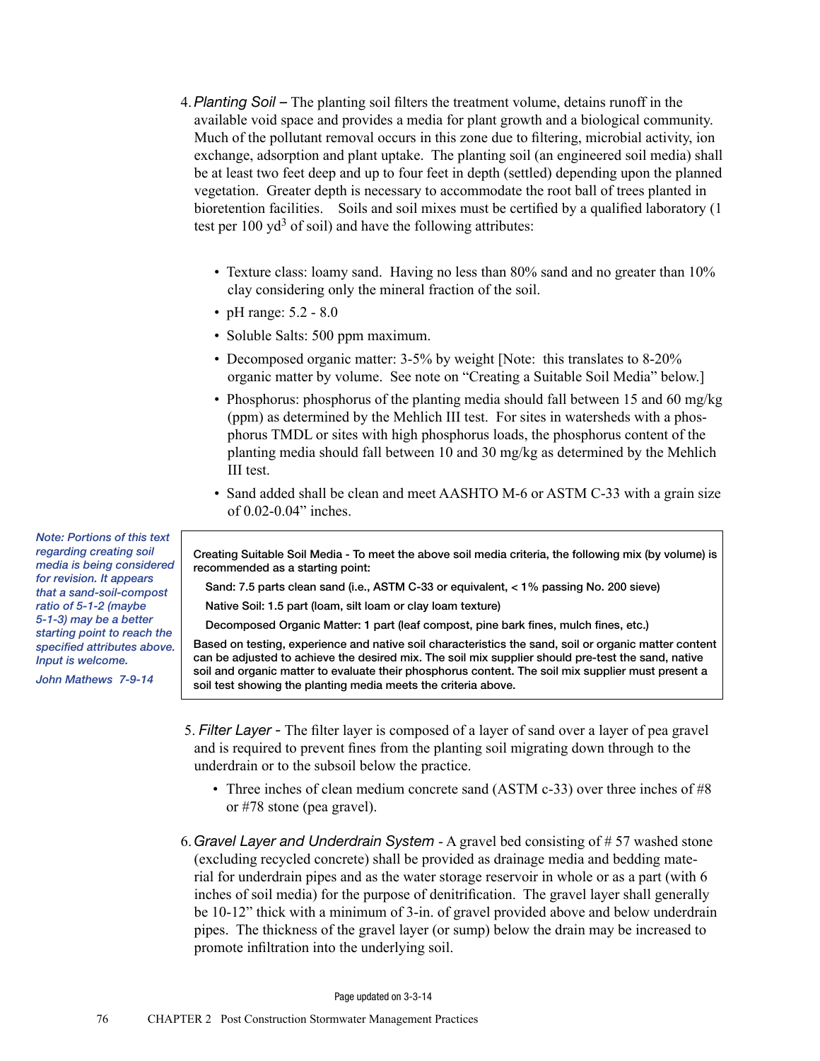4. *Planting Soil* – The planting soil filters the treatment volume, detains runoff in the available void space and provides a media for plant growth and a biological community. Much of the pollutant removal occurs in this zone due to filtering, microbial activity, ion exchange, adsorption and plant uptake. The planting soil (an engineered soil media) shall be at least two feet deep and up to four feet in depth (settled) depending upon the planned vegetation. Greater depth is necessary to accommodate the root ball of trees planted in bioretention facilities. Soils and soil mixes must be certified by a qualified laboratory (1 test per 100 $yd^3$ of soil) and have the following attributes:

   - Texture class: loamy sand. Having no less than 80% sand and no greater than 10% clay considering only the mineral fraction of the soil.
   - pH range: 5.2 - 8.0
   - Soluble Salts: 500 ppm maximum.
   - Decomposed organic matter: 3-5% by weight [Note: this translates to 8-20% organic matter by volume. See note on "Creating a Suitable Soil Media" below.]
   - Phosphorus: phosphorus of the planting media should fall between 15 and 60 mg/kg (ppm) as determined by the Mehlich III test. For sites in watersheds with a phosphorus TMDL or sites with high phosphorus loads, the phosphorus content of the planting media should fall between 10 and 30 mg/kg as determined by the Mehlich III test.
   - Sand added shall be clean and meet AASHTO M-6 or ASTM C-33 with a grain size of 0.02-0.04" inches.

*Note: Portions of this text regarding creating soil media is being considered for revision. It appears that a sand-soil-compost ratio of 5-1-2 (maybe 5-1-3) may be a better starting point to reach the specified attributes above. Input is welcome.*

*John Mathews 7-9-14*

> **Creating Suitable Soil Media - To meet the above soil media criteria, the following mix (by volume) is recommended as a starting point:**
>
> **Sand: 7.5 parts clean sand (i.e., ASTM C-33 or equivalent, < 1% passing No. 200 sieve)**
>
> **Native Soil: 1.5 part (loam, silt loam or clay loam texture)**
>
> **Decomposed Organic Matter: 1 part (leaf compost, pine bark fines, mulch fines, etc.)**
>
> **Based on testing, experience and native soil characteristics the sand, soil or organic matter content can be adjusted to achieve the desired mix. The soil mix supplier should pre-test the sand, native soil and organic matter to evaluate their phosphorus content. The soil mix supplier must present a soil test showing the planting media meets the criteria above.**

5. *Filter Layer* - The filter layer is composed of a layer of sand over a layer of pea gravel and is required to prevent fines from the planting soil migrating down through to the underdrain or to the subsoil below the practice.

   - Three inches of clean medium concrete sand (ASTM c-33) over three inches of #8 or #78 stone (pea gravel).

6. *Gravel Layer and Underdrain System* - A gravel bed consisting of # 57 washed stone (excluding recycled concrete) shall be provided as drainage media and bedding material for underdrain pipes and as the water storage reservoir in whole or as a part (with 6 inches of soil media) for the purpose of denitrification. The gravel layer shall generally be 10-12" thick with a minimum of 3-in. of gravel provided above and below underdrain pipes. The thickness of the gravel layer (or sump) below the drain may be increased to promote infiltration into the underlying soil.

Page updated on 3-3-14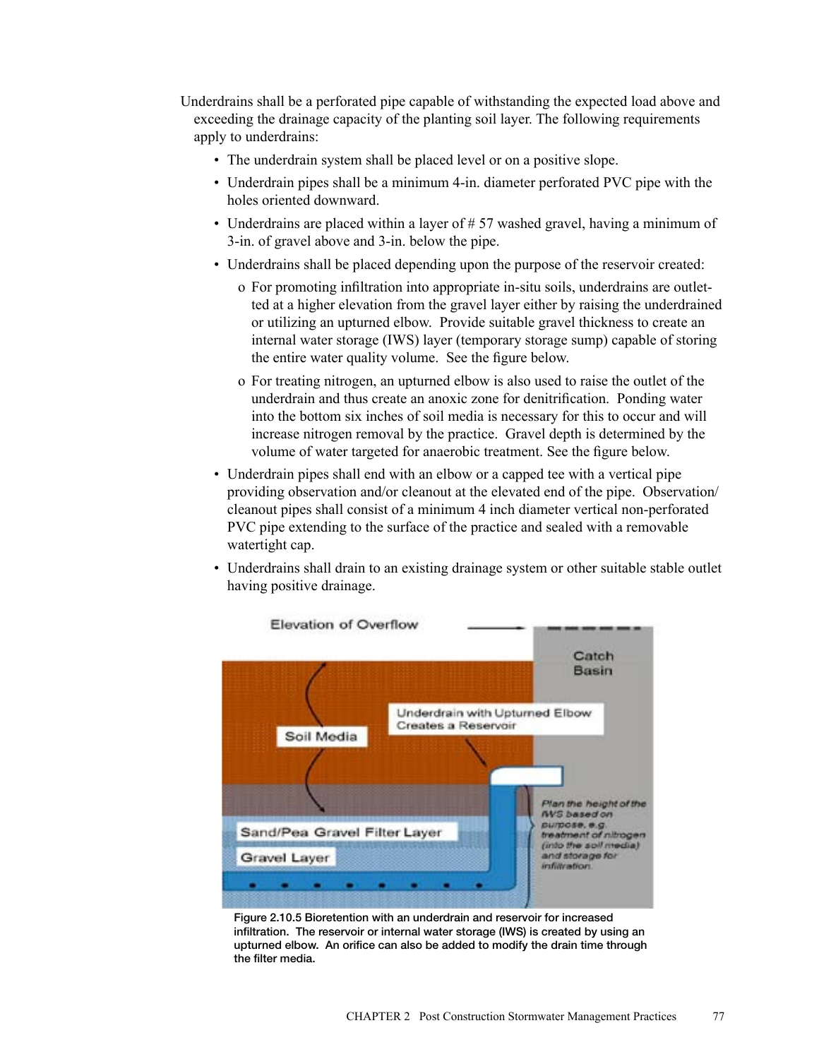Underdrains shall be a perforated pipe capable of withstanding the expected load above and exceeding the drainage capacity of the planting soil layer. The following requirements apply to underdrains:

- The underdrain system shall be placed level or on a positive slope.
- Underdrain pipes shall be a minimum 4-in. diameter perforated PVC pipe with the holes oriented downward.
- Underdrains are placed within a layer of # 57 washed gravel, having a minimum of 3-in. of gravel above and 3-in. below the pipe.
- Underdrains shall be placed depending upon the purpose of the reservoir created:
    - o For promoting infiltration into appropriate in-situ soils, underdrains are outletted at a higher elevation from the gravel layer either by raising the underdrained or utilizing an upturned elbow. Provide suitable gravel thickness to create an internal water storage (IWS) layer (temporary storage sump) capable of storing the entire water quality volume. See the figure below.
    - o For treating nitrogen, an upturned elbow is also used to raise the outlet of the underdrain and thus create an anoxic zone for denitrification. Ponding water into the bottom six inches of soil media is necessary for this to occur and will increase nitrogen removal by the practice. Gravel depth is determined by the volume of water targeted for anaerobic treatment. See the figure below.
- Underdrain pipes shall end with an elbow or a capped tee with a vertical pipe providing observation and/or cleanout at the elevated end of the pipe. Observation/cleanout pipes shall consist of a minimum 4 inch diameter vertical non-perforated PVC pipe extending to the surface of the practice and sealed with a removable watertight cap.
- Underdrains shall drain to an existing drainage system or other suitable stable outlet having positive drainage.

**Figure 2.10.5 Bioretention with an underdrain and reservoir for increased infiltration. The reservoir or internal water storage (IWS) is created by using an upturned elbow. An orifice can also be added to modify the drain time through the filter media.**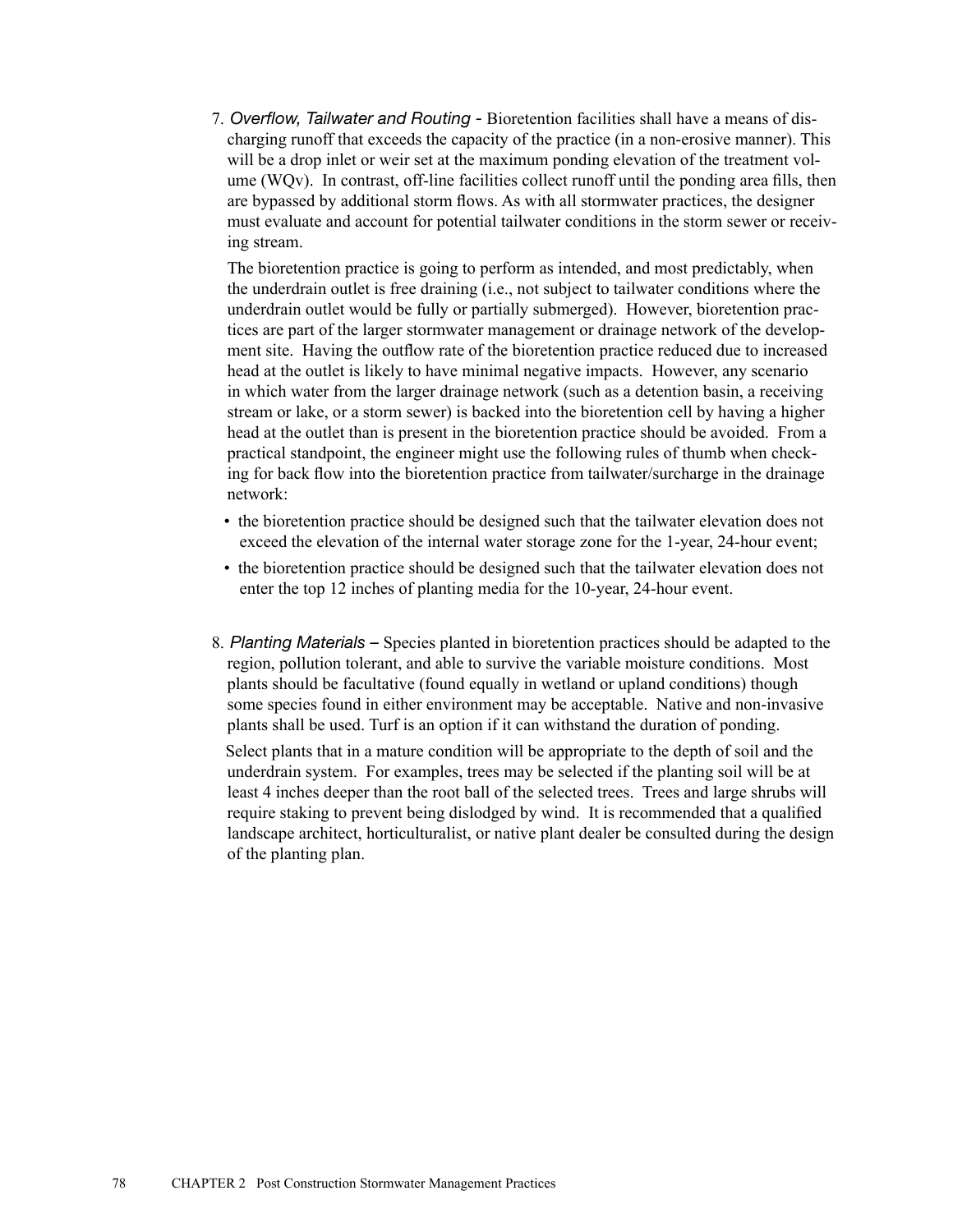7. *Overflow, Tailwater and Routing* - Bioretention facilities shall have a means of discharging runoff that exceeds the capacity of the practice (in a non-erosive manner). This will be a drop inlet or weir set at the maximum ponding elevation of the treatment volume (WQv). In contrast, off-line facilities collect runoff until the ponding area fills, then are bypassed by additional storm flows. As with all stormwater practices, the designer must evaluate and account for potential tailwater conditions in the storm sewer or receiving stream.

   The bioretention practice is going to perform as intended, and most predictably, when the underdrain outlet is free draining (i.e., not subject to tailwater conditions where the underdrain outlet would be fully or partially submerged). However, bioretention practices are part of the larger stormwater management or drainage network of the development site. Having the outflow rate of the bioretention practice reduced due to increased head at the outlet is likely to have minimal negative impacts. However, any scenario in which water from the larger drainage network (such as a detention basin, a receiving stream or lake, or a storm sewer) is backed into the bioretention cell by having a higher head at the outlet than is present in the bioretention practice should be avoided. From a practical standpoint, the engineer might use the following rules of thumb when checking for back flow into the bioretention practice from tailwater/surcharge in the drainage network:

   - the bioretention practice should be designed such that the tailwater elevation does not exceed the elevation of the internal water storage zone for the 1-year, 24-hour event;
   - the bioretention practice should be designed such that the tailwater elevation does not enter the top 12 inches of planting media for the 10-year, 24-hour event.

8. *Planting Materials* – Species planted in bioretention practices should be adapted to the region, pollution tolerant, and able to survive the variable moisture conditions. Most plants should be facultative (found equally in wetland or upland conditions) though some species found in either environment may be acceptable. Native and non-invasive plants shall be used. Turf is an option if it can withstand the duration of ponding.

   Select plants that in a mature condition will be appropriate to the depth of soil and the underdrain system. For examples, trees may be selected if the planting soil will be at least 4 inches deeper than the root ball of the selected trees. Trees and large shrubs will require staking to prevent being dislodged by wind. It is recommended that a qualified landscape architect, horticulturalist, or native plant dealer be consulted during the design of the planting plan.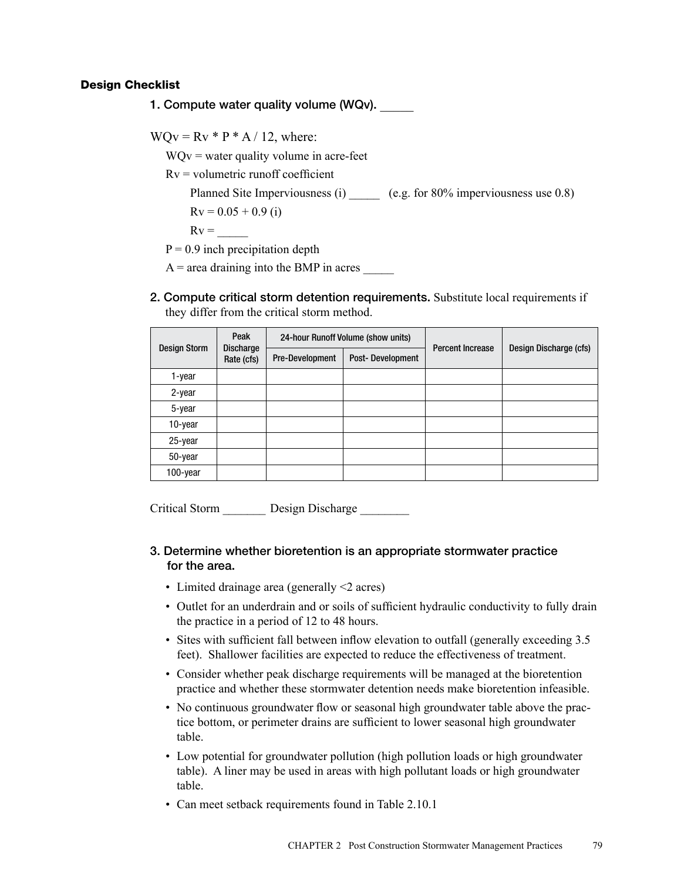### Design Checklist

**1. Compute water quality volume (WQv).** _____

$WQv = Rv * P * A / 12$, where:

- WQv = water quality volume in acre-feet
- Rv = volumetric runoff coefficient
  - Planned Site Imperviousness (i) _____ (e.g. for 80% imperviousness use 0.8)
  - $Rv = 0.05 + 0.9 (i)$
  - Rv = _____
- P = 0.9 inch precipitation depth
- A = area draining into the BMP in acres _____

**2. Compute critical storm detention requirements.** Substitute local requirements if they differ from the critical storm method.

| Design Storm | Peak Discharge Rate (cfs) | 24-hour Runoff Volume (show units) | | Percent Increase | Design Discharge (cfs) |
|---|---|---|---|---|---|
| | | Pre-Development | Post- Development | | |
| 1-year | | | | | |
| 2-year | | | | | |
| 5-year | | | | | |
| 10-year | | | | | |
| 25-year | | | | | |
| 50-year | | | | | |
| 100-year | | | | | |

Critical Storm _______ Design Discharge ________

**3. Determine whether bioretention is an appropriate stormwater practice for the area.**

- Limited drainage area (generally <2 acres)
- Outlet for an underdrain and or soils of sufficient hydraulic conductivity to fully drain the practice in a period of 12 to 48 hours.
- Sites with sufficient fall between inflow elevation to outfall (generally exceeding 3.5 feet). Shallower facilities are expected to reduce the effectiveness of treatment.
- Consider whether peak discharge requirements will be managed at the bioretention practice and whether these stormwater detention needs make bioretention infeasible.
- No continuous groundwater flow or seasonal high groundwater table above the practice bottom, or perimeter drains are sufficient to lower seasonal high groundwater table.
- Low potential for groundwater pollution (high pollution loads or high groundwater table). A liner may be used in areas with high pollutant loads or high groundwater table.
- Can meet setback requirements found in Table 2.10.1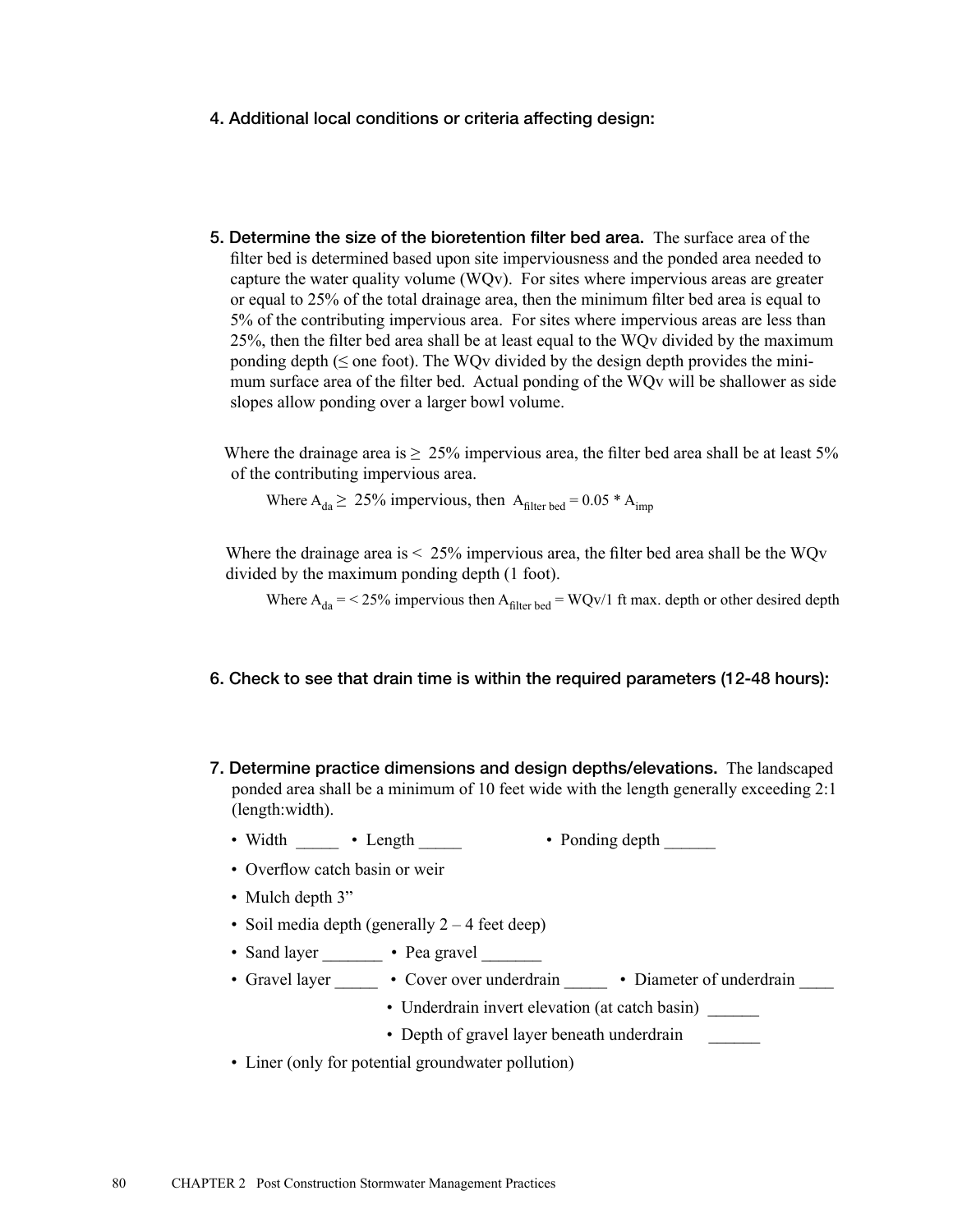**4. Additional local conditions or criteria affecting design:**

**5. Determine the size of the bioretention filter bed area.** The surface area of the filter bed is determined based upon site imperviousness and the ponded area needed to capture the water quality volume (WQv). For sites where impervious areas are greater or equal to 25% of the total drainage area, then the minimum filter bed area is equal to 5% of the contributing impervious area. For sites where impervious areas are less than 25%, then the filter bed area shall be at least equal to the WQv divided by the maximum ponding depth (≤ one foot). The WQv divided by the design depth provides the minimum surface area of the filter bed. Actual ponding of the WQv will be shallower as side slopes allow ponding over a larger bowl volume.

Where the drainage area is ≥ 25% impervious area, the filter bed area shall be at least 5% of the contributing impervious area.

Where $A_{da} \geq$ 25% impervious, then $A_{filter\ bed} = 0.05 * A_{imp}$

Where the drainage area is < 25% impervious area, the filter bed area shall be the WQv divided by the maximum ponding depth (1 foot).

Where $A_{da}$ = < 25% impervious then $A_{filter\ bed}$ = WQv/1 ft max. depth or other desired depth

**6. Check to see that drain time is within the required parameters (12-48 hours):**

**7. Determine practice dimensions and design depths/elevations.** The landscaped ponded area shall be a minimum of 10 feet wide with the length generally exceeding 2:1 (length:width).

- Width _____ • Length _____ • Ponding depth ______
- Overflow catch basin or weir
- Mulch depth 3"
- Soil media depth (generally 2 – 4 feet deep)
- Sand layer _______ • Pea gravel _______
- Gravel layer _____ • Cover over underdrain _____ • Diameter of underdrain ____
  - Underdrain invert elevation (at catch basin) ______
  - Depth of gravel layer beneath underdrain ______
- Liner (only for potential groundwater pollution)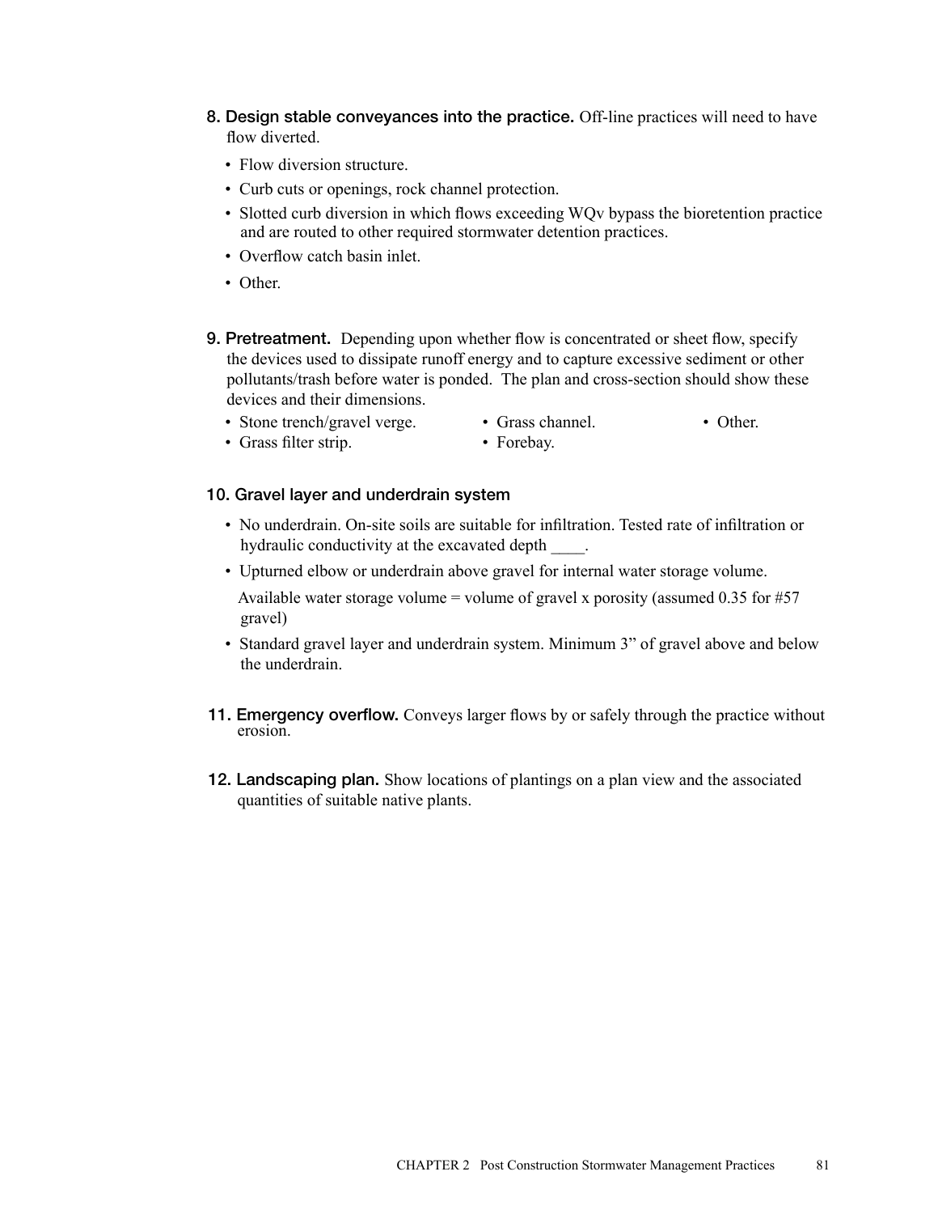**8. Design stable conveyances into the practice.** Off-line practices will need to have flow diverted.

- Flow diversion structure.
- Curb cuts or openings, rock channel protection.
- Slotted curb diversion in which flows exceeding WQv bypass the bioretention practice and are routed to other required stormwater detention practices.
- Overflow catch basin inlet.
- Other.

**9. Pretreatment.** Depending upon whether flow is concentrated or sheet flow, specify the devices used to dissipate runoff energy and to capture excessive sediment or other pollutants/trash before water is ponded. The plan and cross-section should show these devices and their dimensions.

- Stone trench/gravel verge.
- Grass filter strip.
- Grass channel.
- Forebay.
- Other.

**10. Gravel layer and underdrain system**

- No underdrain. On-site soils are suitable for infiltration. Tested rate of infiltration or hydraulic conductivity at the excavated depth ____.
- Upturned elbow or underdrain above gravel for internal water storage volume.

  Available water storage volume = volume of gravel x porosity (assumed 0.35 for #57 gravel)
- Standard gravel layer and underdrain system. Minimum 3” of gravel above and below the underdrain.

**11. Emergency overflow.** Conveys larger flows by or safely through the practice without erosion.

**12. Landscaping plan.** Show locations of plantings on a plan view and the associated quantities of suitable native plants.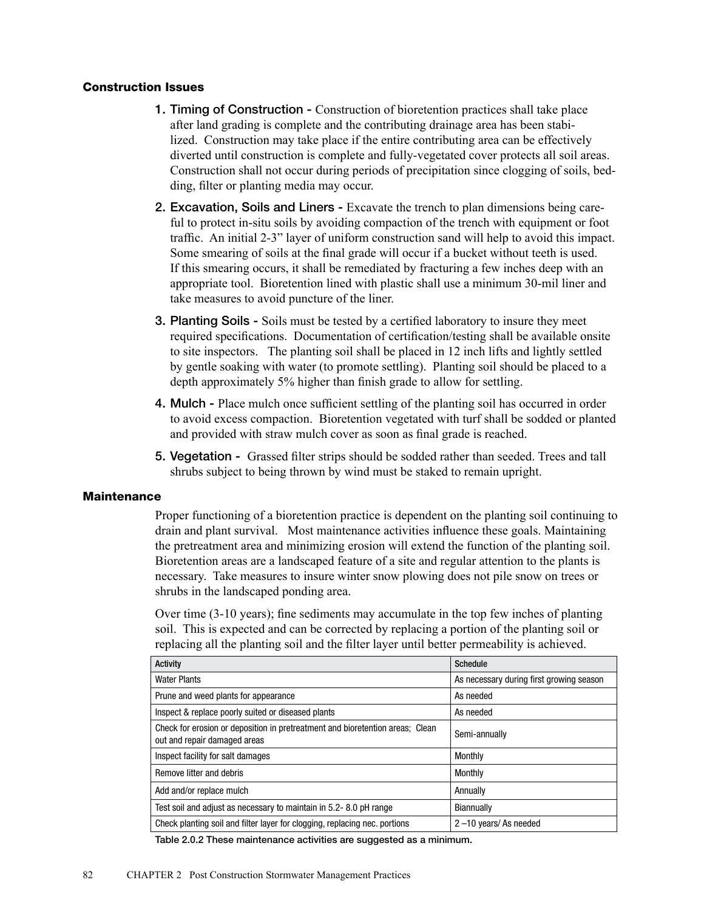### Construction Issues

1. **Timing of Construction -** Construction of bioretention practices shall take place after land grading is complete and the contributing drainage area has been stabilized. Construction may take place if the entire contributing area can be effectively diverted until construction is complete and fully-vegetated cover protects all soil areas. Construction shall not occur during periods of precipitation since clogging of soils, bedding, filter or planting media may occur.

2. **Excavation, Soils and Liners -** Excavate the trench to plan dimensions being careful to protect in-situ soils by avoiding compaction of the trench with equipment or foot traffic. An initial 2-3" layer of uniform construction sand will help to avoid this impact. Some smearing of soils at the final grade will occur if a bucket without teeth is used. If this smearing occurs, it shall be remediated by fracturing a few inches deep with an appropriate tool. Bioretention lined with plastic shall use a minimum 30-mil liner and take measures to avoid puncture of the liner.

3. **Planting Soils -** Soils must be tested by a certified laboratory to insure they meet required specifications. Documentation of certification/testing shall be available onsite to site inspectors. The planting soil shall be placed in 12 inch lifts and lightly settled by gentle soaking with water (to promote settling). Planting soil should be placed to a depth approximately 5% higher than finish grade to allow for settling.

4. **Mulch -** Place mulch once sufficient settling of the planting soil has occurred in order to avoid excess compaction. Bioretention vegetated with turf shall be sodded or planted and provided with straw mulch cover as soon as final grade is reached.

5. **Vegetation -** Grassed filter strips should be sodded rather than seeded. Trees and tall shrubs subject to being thrown by wind must be staked to remain upright.

### Maintenance

Proper functioning of a bioretention practice is dependent on the planting soil continuing to drain and plant survival. Most maintenance activities influence these goals. Maintaining the pretreatment area and minimizing erosion will extend the function of the planting soil. Bioretention areas are a landscaped feature of a site and regular attention to the plants is necessary. Take measures to insure winter snow plowing does not pile snow on trees or shrubs in the landscaped ponding area.

Over time (3-10 years); fine sediments may accumulate in the top few inches of planting soil. This is expected and can be corrected by replacing a portion of the planting soil or replacing all the planting soil and the filter layer until better permeability is achieved.

| Activity | Schedule |
|---|---|
| Water Plants | As necessary during first growing season |
| Prune and weed plants for appearance | As needed |
| Inspect & replace poorly suited or diseased plants | As needed |
| Check for erosion or deposition in pretreatment and bioretention areas; Clean out and repair damaged areas | Semi-annually |
| Inspect facility for salt damages | Monthly |
| Remove litter and debris | Monthly |
| Add and/or replace mulch | Annually |
| Test soil and adjust as necessary to maintain in 5.2- 8.0 pH range | Biannually |
| Check planting soil and filter layer for clogging, replacing nec. portions | 2 –10 years/ As needed |

**Table 2.0.2 These maintenance activities are suggested as a minimum.**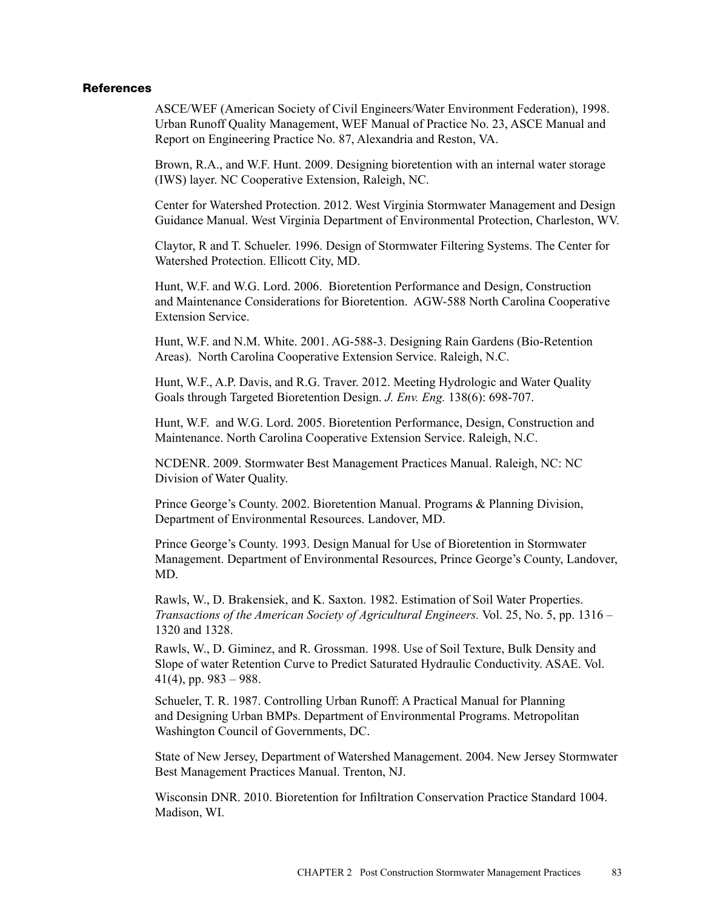### References

ASCE/WEF (American Society of Civil Engineers/Water Environment Federation), 1998. Urban Runoff Quality Management, WEF Manual of Practice No. 23, ASCE Manual and Report on Engineering Practice No. 87, Alexandria and Reston, VA.

Brown, R.A., and W.F. Hunt. 2009. Designing bioretention with an internal water storage (IWS) layer. NC Cooperative Extension, Raleigh, NC.

Center for Watershed Protection. 2012. West Virginia Stormwater Management and Design Guidance Manual. West Virginia Department of Environmental Protection, Charleston, WV.

Claytor, R and T. Schueler. 1996. Design of Stormwater Filtering Systems. The Center for Watershed Protection. Ellicott City, MD.

Hunt, W.F. and W.G. Lord. 2006. Bioretention Performance and Design, Construction and Maintenance Considerations for Bioretention. AGW-588 North Carolina Cooperative Extension Service.

Hunt, W.F. and N.M. White. 2001. AG-588-3. Designing Rain Gardens (Bio-Retention Areas). North Carolina Cooperative Extension Service. Raleigh, N.C.

Hunt, W.F., A.P. Davis, and R.G. Traver. 2012. Meeting Hydrologic and Water Quality Goals through Targeted Bioretention Design. *J. Env. Eng.* 138(6): 698-707.

Hunt, W.F. and W.G. Lord. 2005. Bioretention Performance, Design, Construction and Maintenance. North Carolina Cooperative Extension Service. Raleigh, N.C.

NCDENR. 2009. Stormwater Best Management Practices Manual. Raleigh, NC: NC Division of Water Quality.

Prince George's County. 2002. Bioretention Manual. Programs & Planning Division, Department of Environmental Resources. Landover, MD.

Prince George's County. 1993. Design Manual for Use of Bioretention in Stormwater Management. Department of Environmental Resources, Prince George's County, Landover, MD.

Rawls, W., D. Brakensiek, and K. Saxton. 1982. Estimation of Soil Water Properties. *Transactions of the American Society of Agricultural Engineers.* Vol. 25, No. 5, pp. 1316 – 1320 and 1328.

Rawls, W., D. Giminez, and R. Grossman. 1998. Use of Soil Texture, Bulk Density and Slope of water Retention Curve to Predict Saturated Hydraulic Conductivity. ASAE. Vol. 41(4), pp. 983 – 988.

Schueler, T. R. 1987. Controlling Urban Runoff: A Practical Manual for Planning and Designing Urban BMPs. Department of Environmental Programs. Metropolitan Washington Council of Governments, DC.

State of New Jersey, Department of Watershed Management. 2004. New Jersey Stormwater Best Management Practices Manual. Trenton, NJ.

Wisconsin DNR. 2010. Bioretention for Infiltration Conservation Practice Standard 1004. Madison, WI.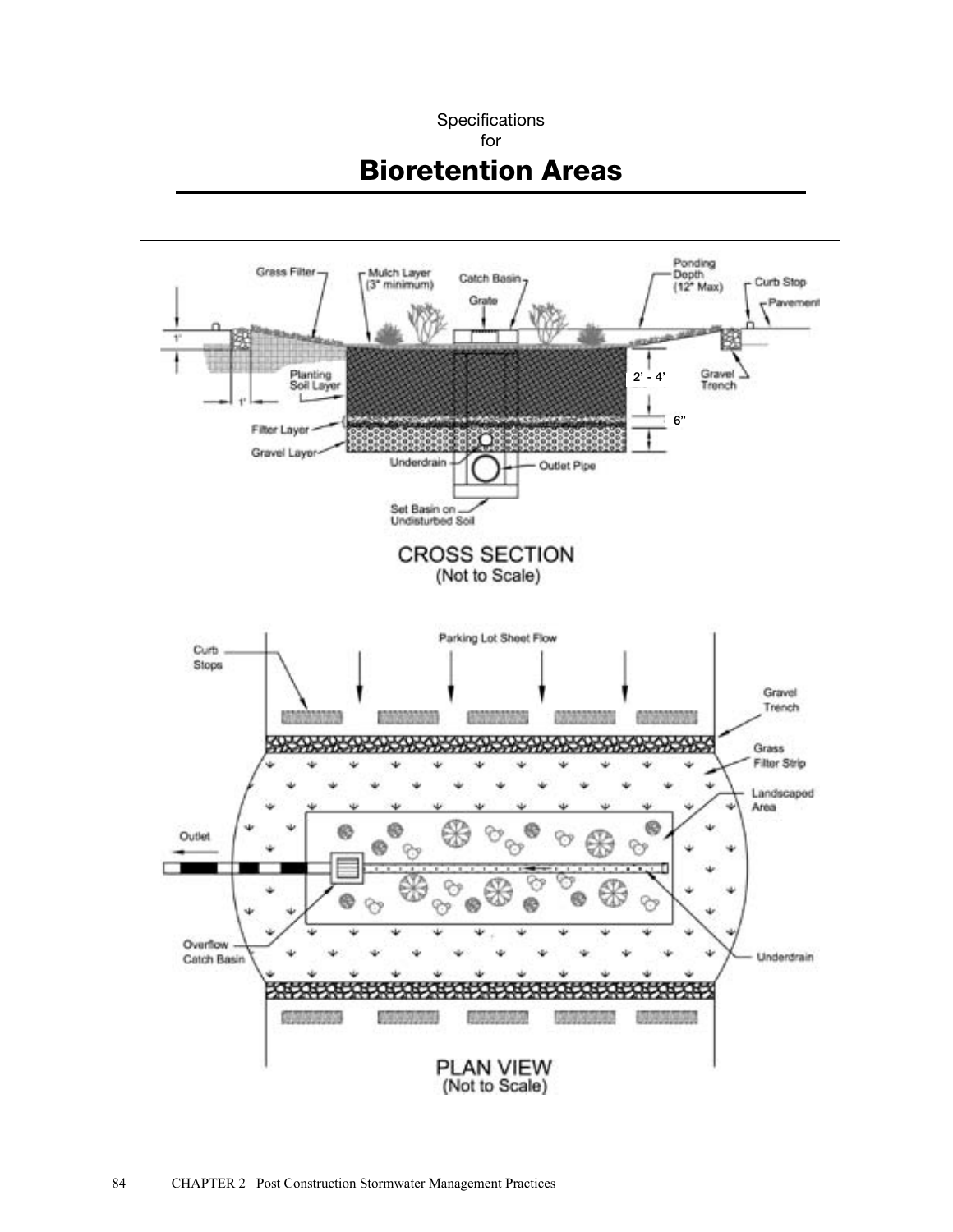Specifications
for

# Bioretention Areas

Grass Filter

Mulch Layer (3" minimum)

Catch Basin

Grate

Ponding Depth (12" Max)

Curb Stop

Pavement

1'

1'

Planting Soil Layer

2' - 4'

Gravel Trench

Filter Layer

6"

Gravel Layer

Underdrain

Outlet Pipe

Set Basin on Undisturbed Soil

CROSS SECTION
(Not to Scale)

Parking Lot Sheet Flow

Curb Stops

Gravel Trench

Grass Filter Strip

Landscaped Area

Outlet

Overflow Catch Basin

Underdrain

PLAN VIEW
(Not to Scale)